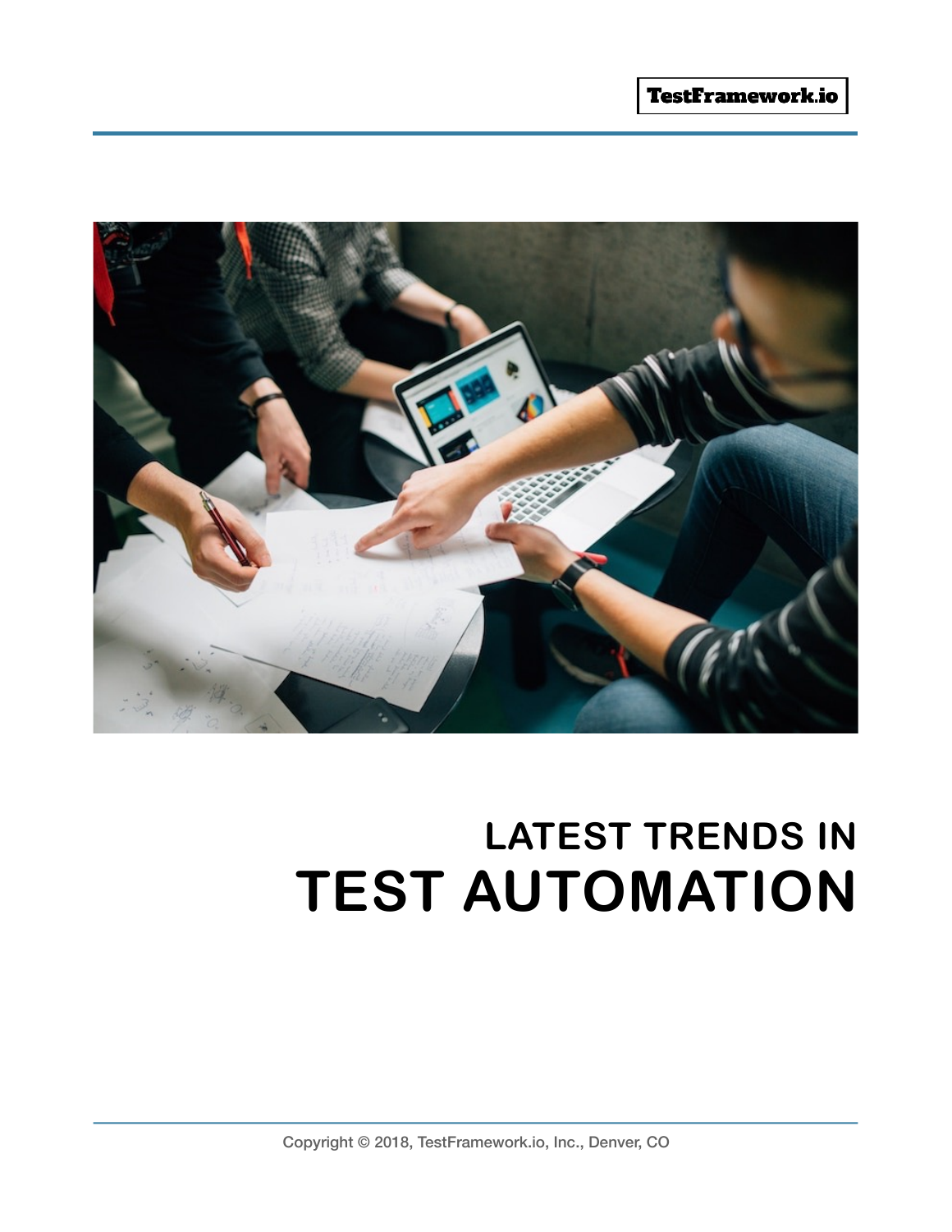TestFramework.io

# LATEST TRENDS IN
# TEST AUTOMATION

Copyright © 2018, TestFramework.io, Inc., Denver, CO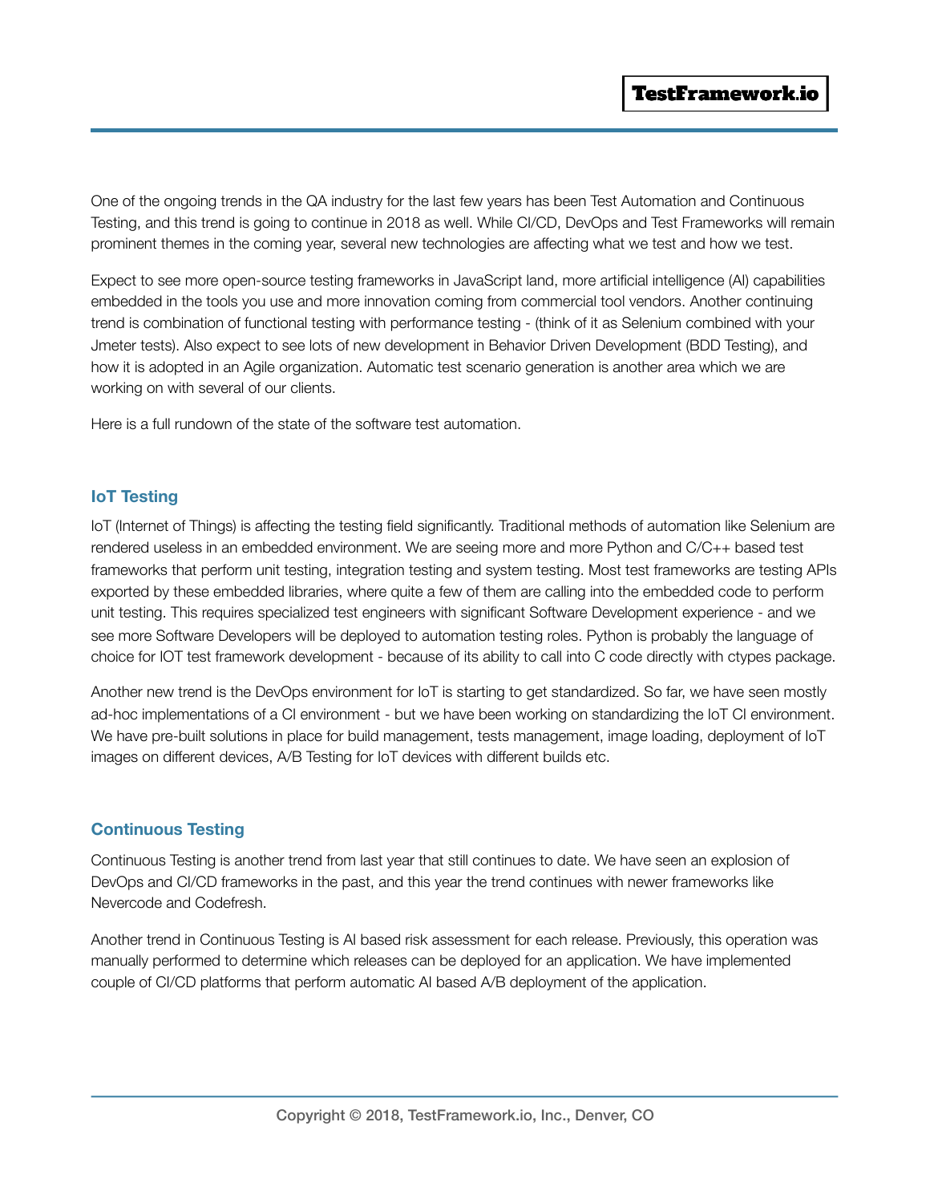One of the ongoing trends in the QA industry for the last few years has been Test Automation and Continuous Testing, and this trend is going to continue in 2018 as well. While CI/CD, DevOps and Test Frameworks will remain prominent themes in the coming year, several new technologies are affecting what we test and how we test.

Expect to see more open-source testing frameworks in JavaScript land, more artificial intelligence (AI) capabilities embedded in the tools you use and more innovation coming from commercial tool vendors. Another continuing trend is combination of functional testing with performance testing - (think of it as Selenium combined with your Jmeter tests). Also expect to see lots of new development in Behavior Driven Development (BDD Testing), and how it is adopted in an Agile organization. Automatic test scenario generation is another area which we are working on with several of our clients.

Here is a full rundown of the state of the software test automation.

## IoT Testing

IoT (Internet of Things) is affecting the testing field significantly. Traditional methods of automation like Selenium are rendered useless in an embedded environment. We are seeing more and more Python and C/C++ based test frameworks that perform unit testing, integration testing and system testing. Most test frameworks are testing APIs exported by these embedded libraries, where quite a few of them are calling into the embedded code to perform unit testing. This requires specialized test engineers with significant Software Development experience - and we see more Software Developers will be deployed to automation testing roles. Python is probably the language of choice for IOT test framework development - because of its ability to call into C code directly with ctypes package.

Another new trend is the DevOps environment for IoT is starting to get standardized. So far, we have seen mostly ad-hoc implementations of a CI environment - but we have been working on standardizing the IoT CI environment. We have pre-built solutions in place for build management, tests management, image loading, deployment of IoT images on different devices, A/B Testing for IoT devices with different builds etc.

## Continuous Testing

Continuous Testing is another trend from last year that still continues to date. We have seen an explosion of DevOps and CI/CD frameworks in the past, and this year the trend continues with newer frameworks like Nevercode and Codefresh.

Another trend in Continuous Testing is AI based risk assessment for each release. Previously, this operation was manually performed to determine which releases can be deployed for an application. We have implemented couple of CI/CD platforms that perform automatic AI based A/B deployment of the application.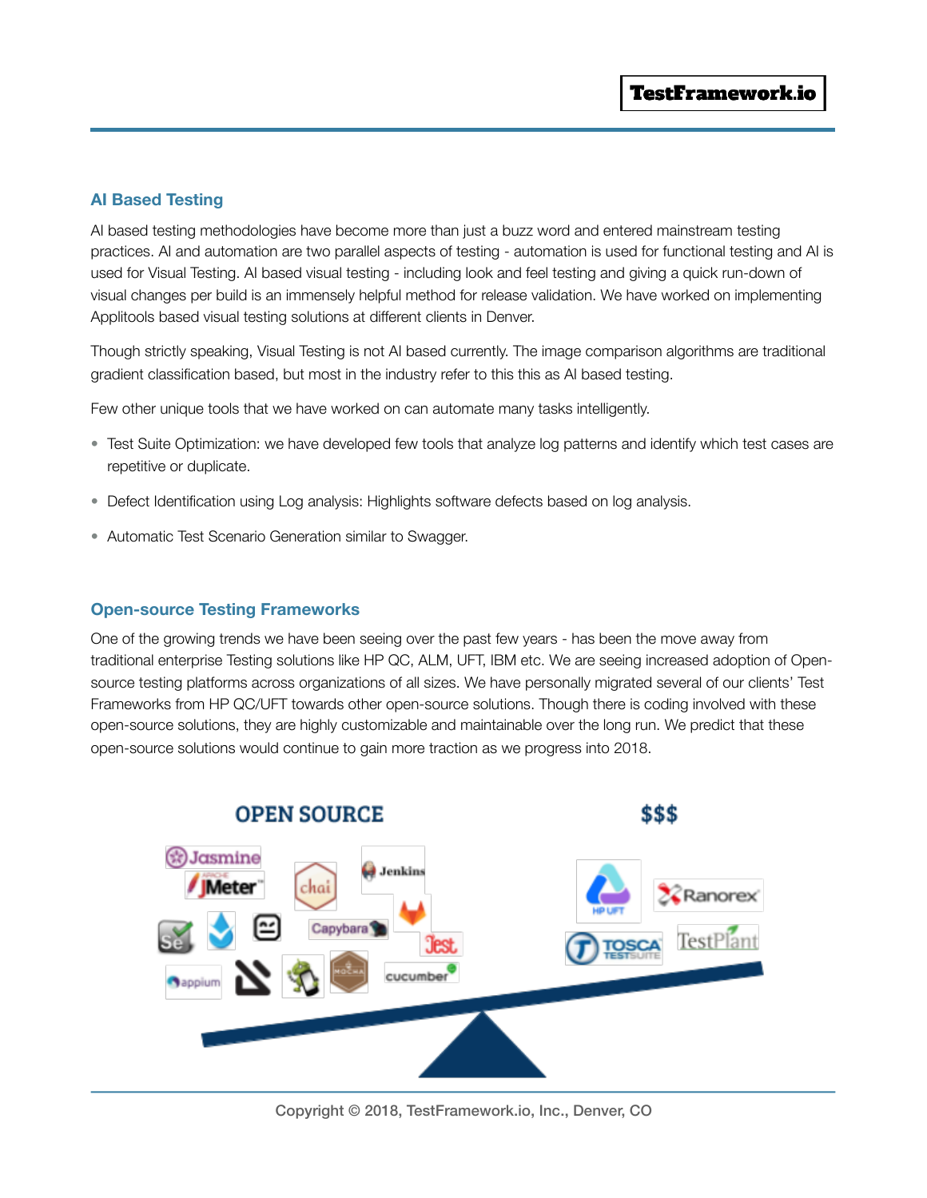## AI Based Testing

AI based testing methodologies have become more than just a buzz word and entered mainstream testing practices. AI and automation are two parallel aspects of testing - automation is used for functional testing and AI is used for Visual Testing. AI based visual testing - including look and feel testing and giving a quick run-down of visual changes per build is an immensely helpful method for release validation. We have worked on implementing Applitools based visual testing solutions at different clients in Denver.

Though strictly speaking, Visual Testing is not AI based currently. The image comparison algorithms are traditional gradient classification based, but most in the industry refer to this this as AI based testing.

Few other unique tools that we have worked on can automate many tasks intelligently.

- Test Suite Optimization: we have developed few tools that analyze log patterns and identify which test cases are repetitive or duplicate.
- Defect Identification using Log analysis: Highlights software defects based on log analysis.
- Automatic Test Scenario Generation similar to Swagger.

## Open-source Testing Frameworks

One of the growing trends we have been seeing over the past few years - has been the move away from traditional enterprise Testing solutions like HP QC, ALM, UFT, IBM etc. We are seeing increased adoption of Open-source testing platforms across organizations of all sizes. We have personally migrated several of our clients' Test Frameworks from HP QC/UFT towards other open-source solutions. Though there is coding involved with these open-source solutions, they are highly customizable and maintainable over the long run. We predict that these open-source solutions would continue to gain more traction as we progress into 2018.

OPEN SOURCE

$$$

Jasmine, JMeter, chai, Jenkins, Capybara, Jest, Se, appium, cucumber

HP UFT, Ranorex, TOSCA TESTSUITE, TestPlant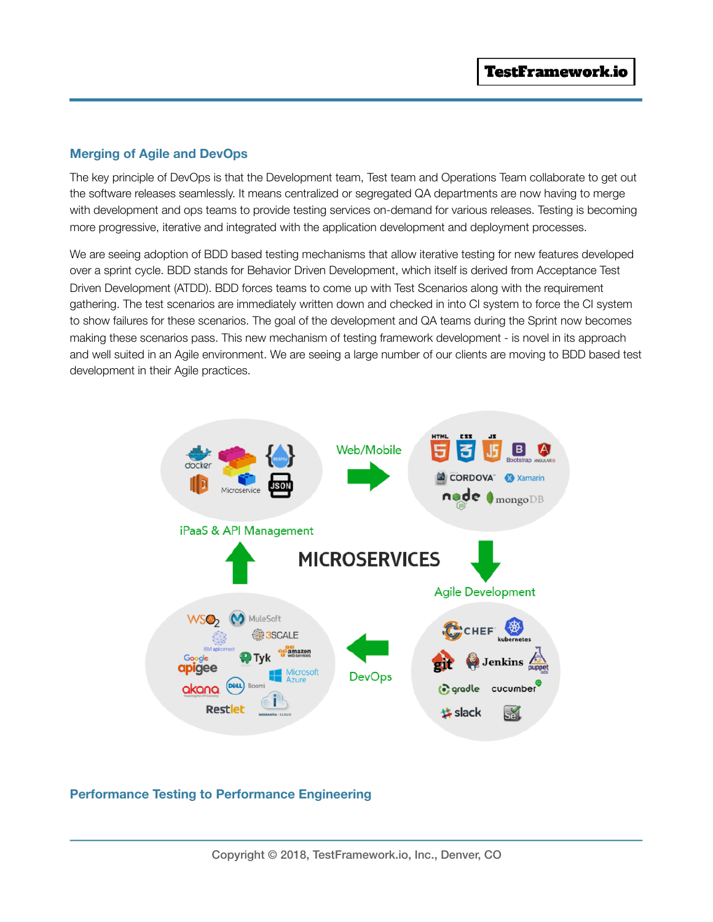## Merging of Agile and DevOps

The key principle of DevOps is that the Development team, Test team and Operations Team collaborate to get out the software releases seamlessly. It means centralized or segregated QA departments are now having to merge with development and ops teams to provide testing services on-demand for various releases. Testing is becoming more progressive, iterative and integrated with the application development and deployment processes.

We are seeing adoption of BDD based testing mechanisms that allow iterative testing for new features developed over a sprint cycle. BDD stands for Behavior Driven Development, which itself is derived from Acceptance Test Driven Development (ATDD). BDD forces teams to come up with Test Scenarios along with the requirement gathering. The test scenarios are immediately written down and checked in into CI system to force the CI system to show failures for these scenarios. The goal of the development and QA teams during the Sprint now becomes making these scenarios pass. This new mechanism of testing framework development - is novel in its approach and well suited in an Agile environment. We are seeing a large number of our clients are moving to BDD based test development in their Agile practices.

## Performance Testing to Performance Engineering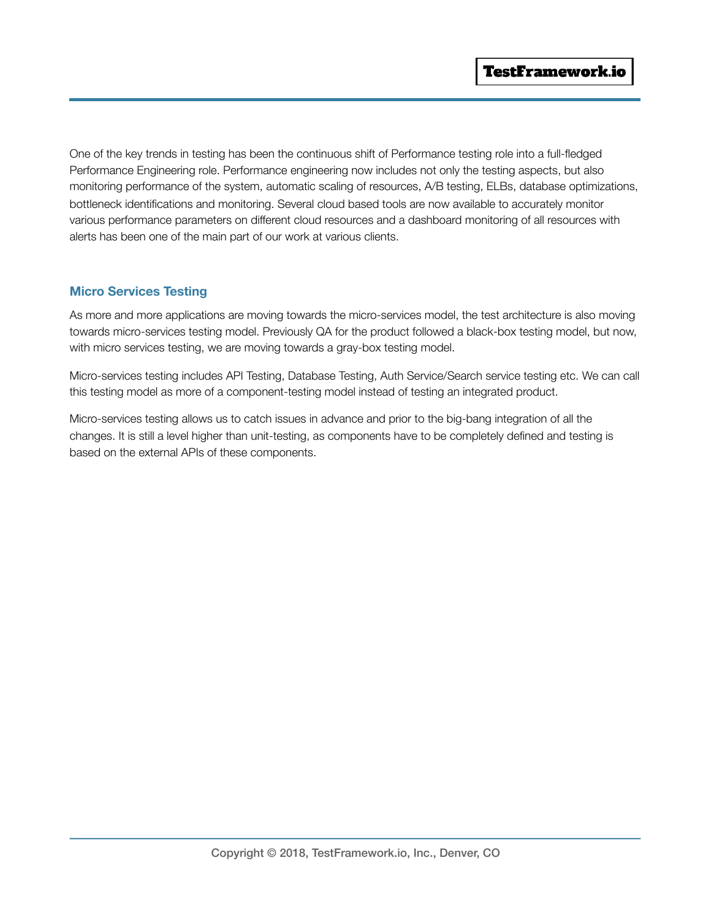One of the key trends in testing has been the continuous shift of Performance testing role into a full-fledged Performance Engineering role. Performance engineering now includes not only the testing aspects, but also monitoring performance of the system, automatic scaling of resources, A/B testing, ELBs, database optimizations, bottleneck identifications and monitoring. Several cloud based tools are now available to accurately monitor various performance parameters on different cloud resources and a dashboard monitoring of all resources with alerts has been one of the main part of our work at various clients.

### Micro Services Testing

As more and more applications are moving towards the micro-services model, the test architecture is also moving towards micro-services testing model. Previously QA for the product followed a black-box testing model, but now, with micro services testing, we are moving towards a gray-box testing model.

Micro-services testing includes API Testing, Database Testing, Auth Service/Search service testing etc. We can call this testing model as more of a component-testing model instead of testing an integrated product.

Micro-services testing allows us to catch issues in advance and prior to the big-bang integration of all the changes. It is still a level higher than unit-testing, as components have to be completely defined and testing is based on the external APIs of these components.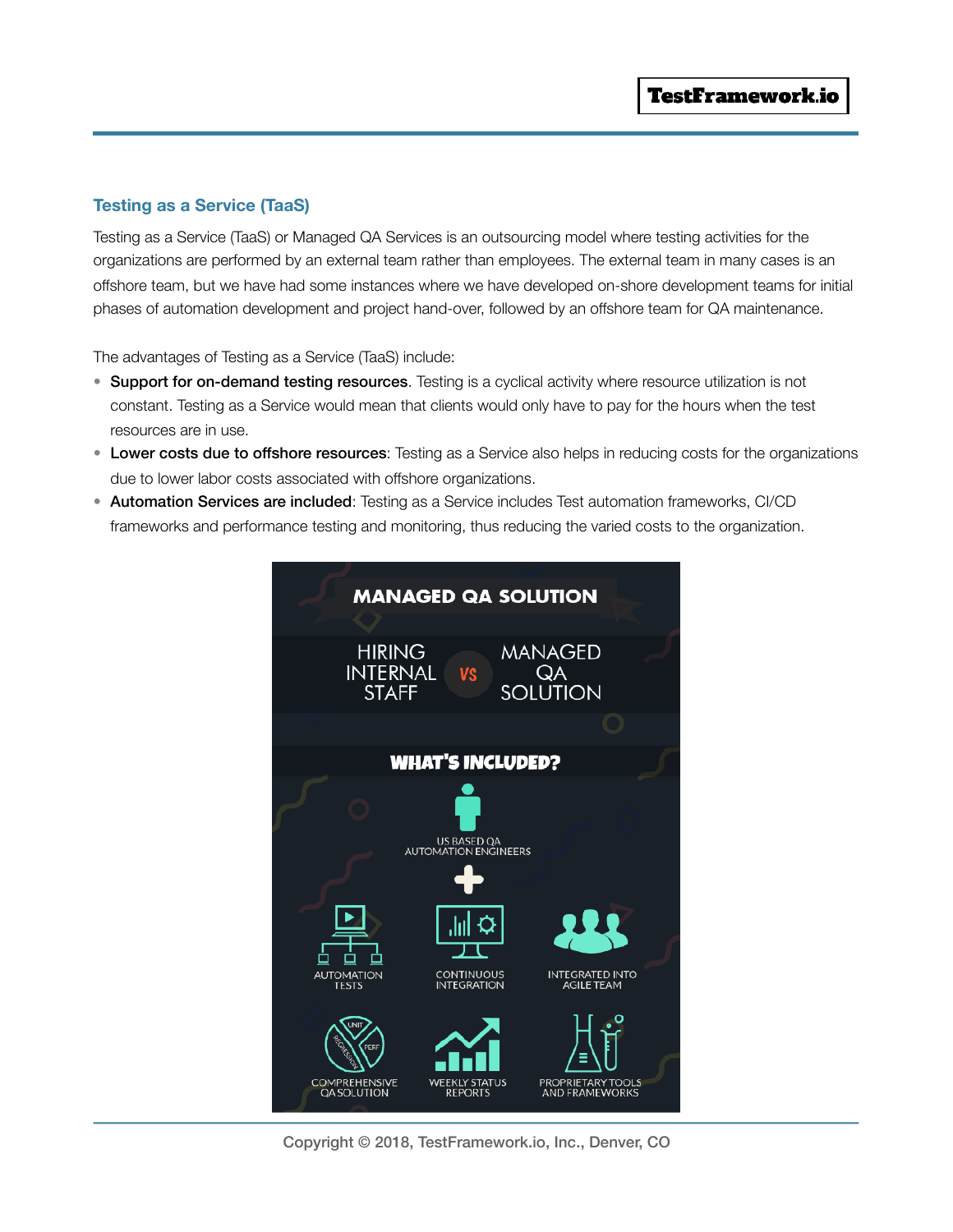## Testing as a Service (TaaS)

Testing as a Service (TaaS) or Managed QA Services is an outsourcing model where testing activities for the organizations are performed by an external team rather than employees. The external team in many cases is an offshore team, but we have had some instances where we have developed on-shore development teams for initial phases of automation development and project hand-over, followed by an offshore team for QA maintenance.

The advantages of Testing as a Service (TaaS) include:

- **Support for on-demand testing resources**. Testing is a cyclical activity where resource utilization is not constant. Testing as a Service would mean that clients would only have to pay for the hours when the test resources are in use.
- **Lower costs due to offshore resources**: Testing as a Service also helps in reducing costs for the organizations due to lower labor costs associated with offshore organizations.
- **Automation Services are included**: Testing as a Service includes Test automation frameworks, CI/CD frameworks and performance testing and monitoring, thus reducing the varied costs to the organization.

MANAGED QA SOLUTION

HIRING INTERNAL STAFF VS MANAGED QA SOLUTION

WHAT'S INCLUDED?

US BASED QA AUTOMATION ENGINEERS

AUTOMATION TESTS

CONTINUOUS INTEGRATION

INTEGRATED INTO AGILE TEAM

COMPREHENSIVE QA SOLUTION

WEEKLY STATUS REPORTS

PROPRIETARY TOOLS AND FRAMEWORKS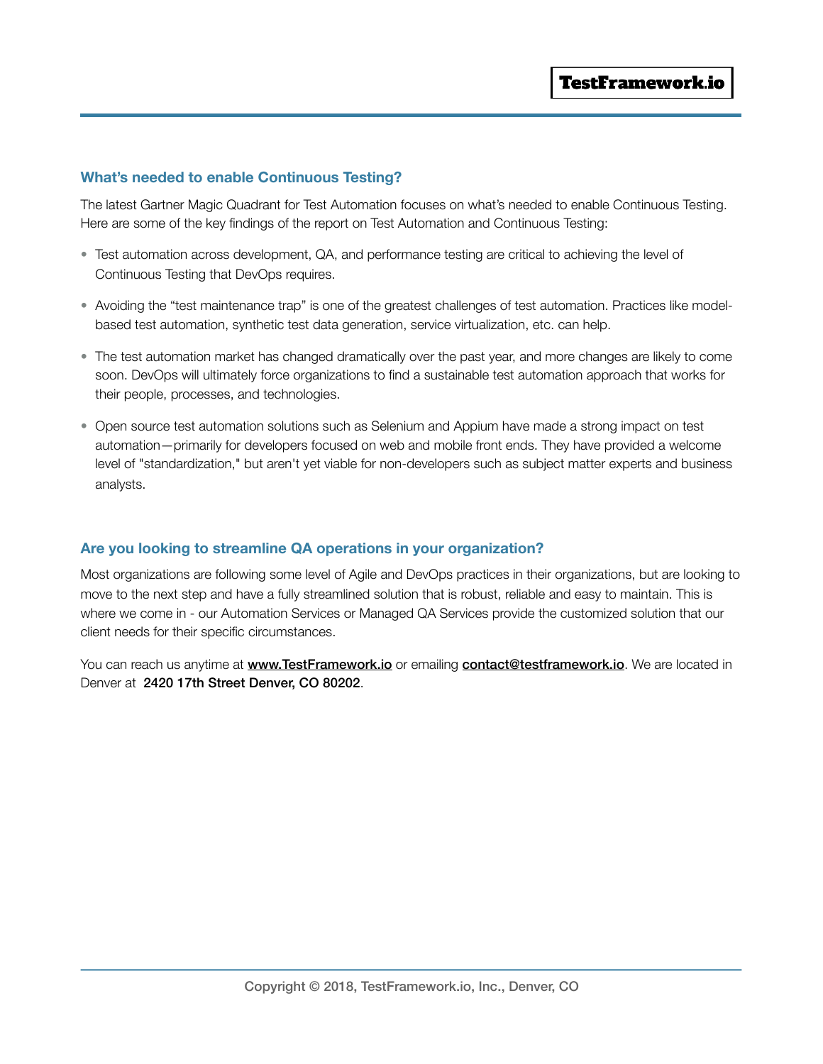## What's needed to enable Continuous Testing?

The latest Gartner Magic Quadrant for Test Automation focuses on what's needed to enable Continuous Testing. Here are some of the key findings of the report on Test Automation and Continuous Testing:

- Test automation across development, QA, and performance testing are critical to achieving the level of Continuous Testing that DevOps requires.
- Avoiding the "test maintenance trap" is one of the greatest challenges of test automation. Practices like model-based test automation, synthetic test data generation, service virtualization, etc. can help.
- The test automation market has changed dramatically over the past year, and more changes are likely to come soon. DevOps will ultimately force organizations to find a sustainable test automation approach that works for their people, processes, and technologies.
- Open source test automation solutions such as Selenium and Appium have made a strong impact on test automation—primarily for developers focused on web and mobile front ends. They have provided a welcome level of "standardization," but aren't yet viable for non-developers such as subject matter experts and business analysts.

## Are you looking to streamline QA operations in your organization?

Most organizations are following some level of Agile and DevOps practices in their organizations, but are looking to move to the next step and have a fully streamlined solution that is robust, reliable and easy to maintain. This is where we come in - our Automation Services or Managed QA Services provide the customized solution that our client needs for their specific circumstances.

You can reach us anytime at [www.TestFramework.io](www.TestFramework.io) or emailing [contact@testframework.io](mailto:contact@testframework.io). We are located in Denver at **2420 17th Street Denver, CO 80202**.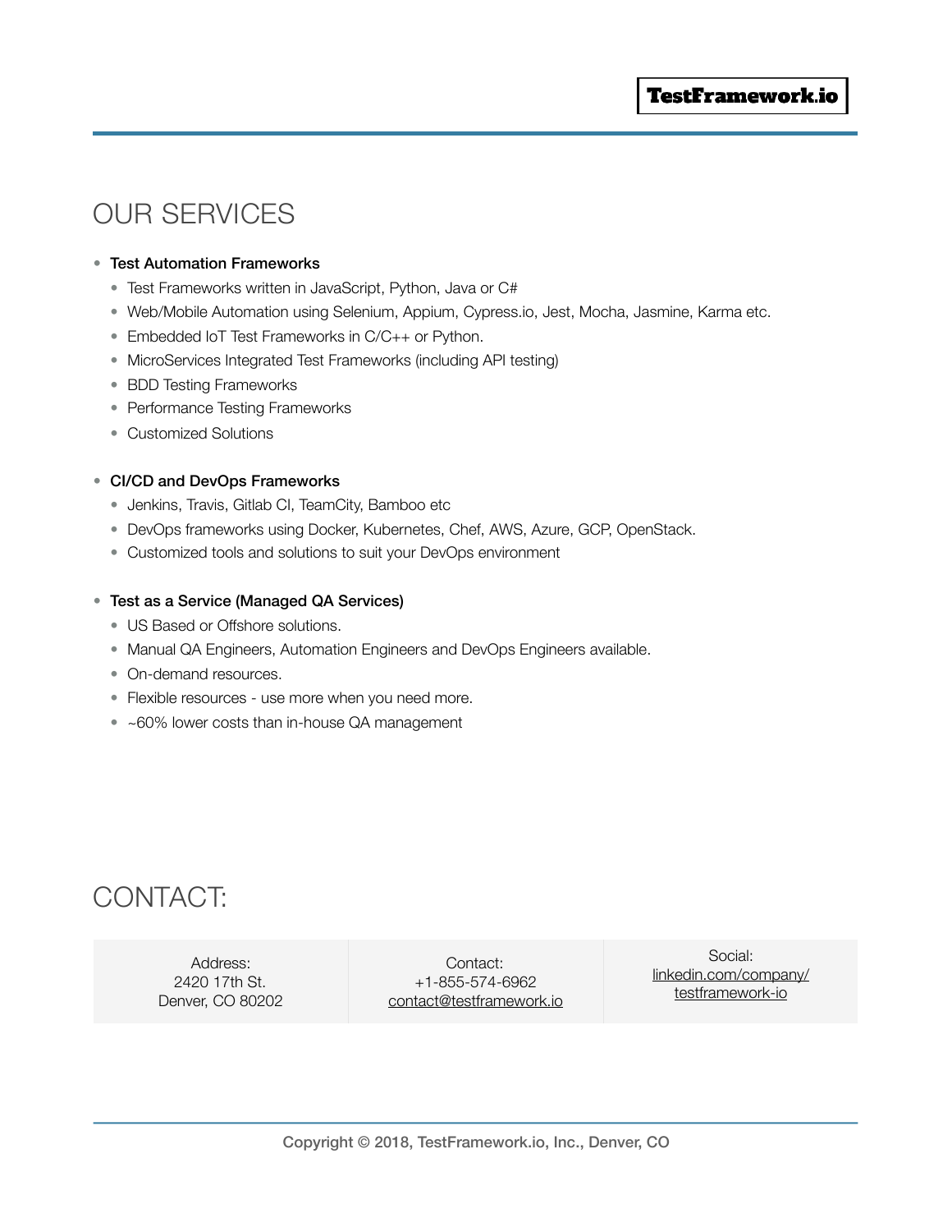**TestFramework.io**

# OUR SERVICES

- **Test Automation Frameworks**
  - Test Frameworks written in JavaScript, Python, Java or C#
  - Web/Mobile Automation using Selenium, Appium, Cypress.io, Jest, Mocha, Jasmine, Karma etc.
  - Embedded IoT Test Frameworks in C/C++ or Python.
  - MicroServices Integrated Test Frameworks (including API testing)
  - BDD Testing Frameworks
  - Performance Testing Frameworks
  - Customized Solutions

- **CI/CD and DevOps Frameworks**
  - Jenkins, Travis, Gitlab CI, TeamCity, Bamboo etc
  - DevOps frameworks using Docker, Kubernetes, Chef, AWS, Azure, GCP, OpenStack.
  - Customized tools and solutions to suit your DevOps environment

- **Test as a Service (Managed QA Services)**
  - US Based or Offshore solutions.
  - Manual QA Engineers, Automation Engineers and DevOps Engineers available.
  - On-demand resources.
  - Flexible resources - use more when you need more.
  - ~60% lower costs than in-house QA management

# CONTACT:

| | | |
|---|---|---|
| Address:<br>2420 17th St.<br>Denver, CO 80202 | Contact:<br>+1-855-574-6962<br>contact@testframework.io | Social:<br>linkedin.com/company/testframework-io |

Copyright © 2018, TestFramework.io, Inc., Denver, CO